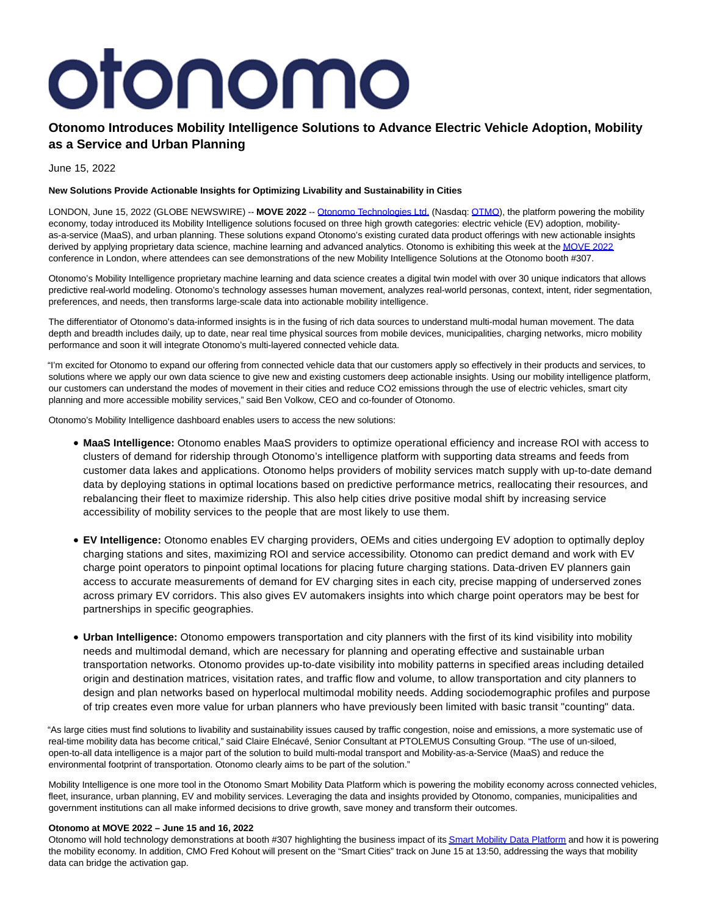# otonomo

## Otonomo Introduces Mobility Intelligence Solutions to Advance Electric Vehicle Adoption, Mobility as a Service and Urban Planning

June 15, 2022

**New Solutions Provide Actionable Insights for Optimizing Livability and Sustainability in Cities**

LONDON, June 15, 2022 (GLOBE NEWSWIRE) -- **MOVE 2022** -- Otonomo Technologies Ltd. (Nasdaq: OTMO), the platform powering the mobility economy, today introduced its Mobility Intelligence solutions focused on three high growth categories: electric vehicle (EV) adoption, mobility-as-a-service (MaaS), and urban planning. These solutions expand Otonomo's existing curated data product offerings with new actionable insights derived by applying proprietary data science, machine learning and advanced analytics. Otonomo is exhibiting this week at the MOVE 2022 conference in London, where attendees can see demonstrations of the new Mobility Intelligence Solutions at the Otonomo booth #307.

Otonomo's Mobility Intelligence proprietary machine learning and data science creates a digital twin model with over 30 unique indicators that allows predictive real-world modeling. Otonomo's technology assesses human movement, analyzes real-world personas, context, intent, rider segmentation, preferences, and needs, then transforms large-scale data into actionable mobility intelligence.

The differentiator of Otonomo's data-informed insights is in the fusing of rich data sources to understand multi-modal human movement. The data depth and breadth includes daily, up to date, near real time physical sources from mobile devices, municipalities, charging networks, micro mobility performance and soon it will integrate Otonomo's multi-layered connected vehicle data.

"I'm excited for Otonomo to expand our offering from connected vehicle data that our customers apply so effectively in their products and services, to solutions where we apply our own data science to give new and existing customers deep actionable insights. Using our mobility intelligence platform, our customers can understand the modes of movement in their cities and reduce CO2 emissions through the use of electric vehicles, smart city planning and more accessible mobility services," said Ben Volkow, CEO and co-founder of Otonomo.

Otonomo's Mobility Intelligence dashboard enables users to access the new solutions:

- **MaaS Intelligence:** Otonomo enables MaaS providers to optimize operational efficiency and increase ROI with access to clusters of demand for ridership through Otonomo's intelligence platform with supporting data streams and feeds from customer data lakes and applications. Otonomo helps providers of mobility services match supply with up-to-date demand data by deploying stations in optimal locations based on predictive performance metrics, reallocating their resources, and rebalancing their fleet to maximize ridership. This also help cities drive positive modal shift by increasing service accessibility of mobility services to the people that are most likely to use them.

- **EV Intelligence:** Otonomo enables EV charging providers, OEMs and cities undergoing EV adoption to optimally deploy charging stations and sites, maximizing ROI and service accessibility. Otonomo can predict demand and work with EV charge point operators to pinpoint optimal locations for placing future charging stations. Data-driven EV planners gain access to accurate measurements of demand for EV charging sites in each city, precise mapping of underserved zones across primary EV corridors. This also gives EV automakers insights into which charge point operators may be best for partnerships in specific geographies.

- **Urban Intelligence:** Otonomo empowers transportation and city planners with the first of its kind visibility into mobility needs and multimodal demand, which are necessary for planning and operating effective and sustainable urban transportation networks. Otonomo provides up-to-date visibility into mobility patterns in specified areas including detailed origin and destination matrices, visitation rates, and traffic flow and volume, to allow transportation and city planners to design and plan networks based on hyperlocal multimodal mobility needs. Adding sociodemographic profiles and purpose of trip creates even more value for urban planners who have previously been limited with basic transit "counting" data.

"As large cities must find solutions to livability and sustainability issues caused by traffic congestion, noise and emissions, a more systematic use of real-time mobility data has become critical," said Claire Elnécavé, Senior Consultant at PTOLEMUS Consulting Group. "The use of un-siloed, open-to-all data intelligence is a major part of the solution to build multi-modal transport and Mobility-as-a-Service (MaaS) and reduce the environmental footprint of transportation. Otonomo clearly aims to be part of the solution."

Mobility Intelligence is one more tool in the Otonomo Smart Mobility Data Platform which is powering the mobility economy across connected vehicles, fleet, insurance, urban planning, EV and mobility services. Leveraging the data and insights provided by Otonomo, companies, municipalities and government institutions can all make informed decisions to drive growth, save money and transform their outcomes.

**Otonomo at MOVE 2022 – June 15 and 16, 2022**

Otonomo will hold technology demonstrations at booth #307 highlighting the business impact of its Smart Mobility Data Platform and how it is powering the mobility economy. In addition, CMO Fred Kohout will present on the "Smart Cities" track on June 15 at 13:50, addressing the ways that mobility data can bridge the activation gap.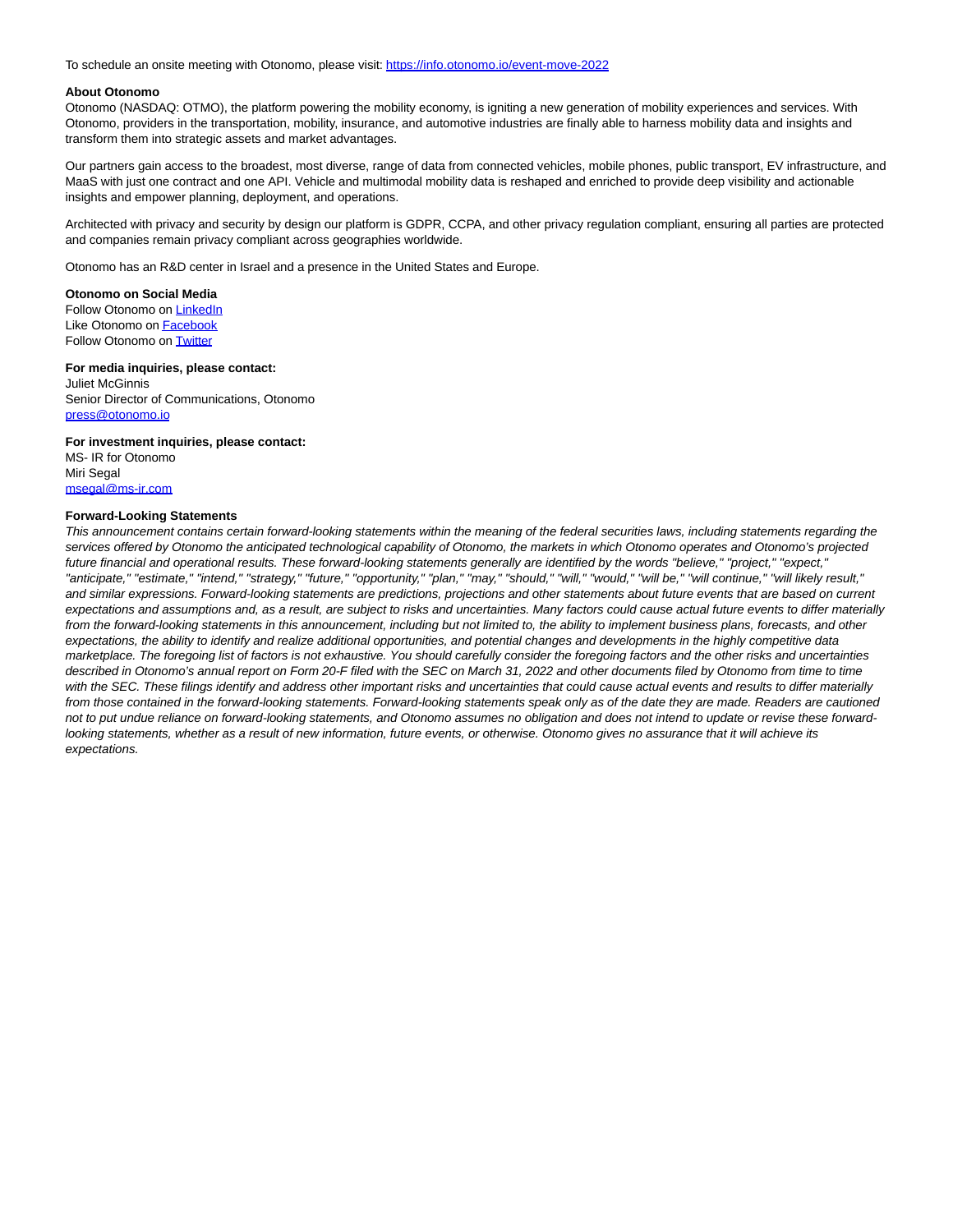To schedule an onsite meeting with Otonomo, please visit: [https://info.otonomo.io/event-move-2022](https://info.otonomo.io/event-move-2022)

**About Otonomo**

Otonomo (NASDAQ: OTMO), the platform powering the mobility economy, is igniting a new generation of mobility experiences and services. With Otonomo, providers in the transportation, mobility, insurance, and automotive industries are finally able to harness mobility data and insights and transform them into strategic assets and market advantages.

Our partners gain access to the broadest, most diverse, range of data from connected vehicles, mobile phones, public transport, EV infrastructure, and MaaS with just one contract and one API. Vehicle and multimodal mobility data is reshaped and enriched to provide deep visibility and actionable insights and empower planning, deployment, and operations.

Architected with privacy and security by design our platform is GDPR, CCPA, and other privacy regulation compliant, ensuring all parties are protected and companies remain privacy compliant across geographies worldwide.

Otonomo has an R&D center in Israel and a presence in the United States and Europe.

**Otonomo on Social Media**

Follow Otonomo on [LinkedIn]()
Like Otonomo on [Facebook]()
Follow Otonomo on [Twitter]()

**For media inquiries, please contact:**

Juliet McGinnis
Senior Director of Communications, Otonomo
[press@otonomo.io](mailto:press@otonomo.io)

**For investment inquiries, please contact:**

MS- IR for Otonomo
Miri Segal
[msegal@ms-ir.com](mailto:msegal@ms-ir.com)

**Forward-Looking Statements**

*This announcement contains certain forward-looking statements within the meaning of the federal securities laws, including statements regarding the services offered by Otonomo the anticipated technological capability of Otonomo, the markets in which Otonomo operates and Otonomo's projected future financial and operational results. These forward-looking statements generally are identified by the words "believe," "project," "expect," "anticipate," "estimate," "intend," "strategy," "future," "opportunity," "plan," "may," "should," "will," "would," "will be," "will continue," "will likely result," and similar expressions. Forward-looking statements are predictions, projections and other statements about future events that are based on current expectations and assumptions and, as a result, are subject to risks and uncertainties. Many factors could cause actual future events to differ materially from the forward-looking statements in this announcement, including but not limited to, the ability to implement business plans, forecasts, and other expectations, the ability to identify and realize additional opportunities, and potential changes and developments in the highly competitive data marketplace. The foregoing list of factors is not exhaustive. You should carefully consider the foregoing factors and the other risks and uncertainties described in Otonomo's annual report on Form 20-F filed with the SEC on March 31, 2022 and other documents filed by Otonomo from time to time with the SEC. These filings identify and address other important risks and uncertainties that could cause actual events and results to differ materially from those contained in the forward-looking statements. Forward-looking statements speak only as of the date they are made. Readers are cautioned not to put undue reliance on forward-looking statements, and Otonomo assumes no obligation and does not intend to update or revise these forward-looking statements, whether as a result of new information, future events, or otherwise. Otonomo gives no assurance that it will achieve its expectations.*